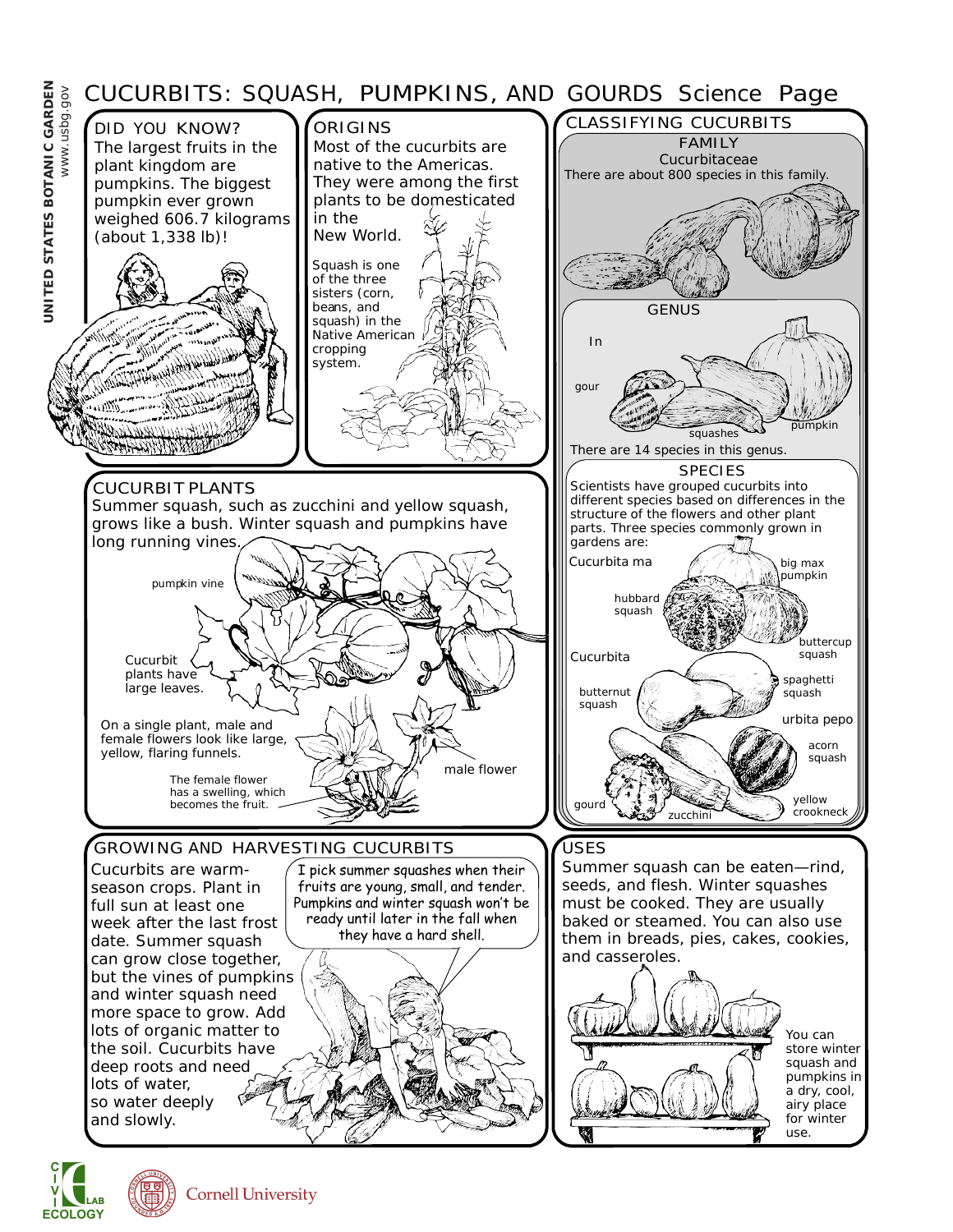# CUCURBITS: SQUASH, PUMPKINS, AND GOURDS Science Page

## DID YOU KNOW?

The largest fruits in the plant kingdom are pumpkins. The biggest pumpkin ever grown weighed 606.7 kilograms (about 1,338 lb)!

## ORIGINS

Most of the cucurbits are native to the Americas. They were among the first plants to be domesticated in the New World.

Squash is one of the three sisters (corn, beans, and squash) in the Native American cropping system.

## CLASSIFYING CUCURBITS

### FAMILY

Cucurbitaceae

There are about 800 species in this family.

### GENUS

In

gour

squashes

pumpkin

There are 14 species in this genus.

### SPECIES

Scientists have grouped cucurbits into different species based on differences in the structure of the flowers and other plant parts. Three species commonly grown in gardens are:

Cucurbita ma

big max pumpkin

hubbard squash

buttercup squash

Cucurbita

butternut squash

spaghetti squash

urbita pepo

acorn squash

gourd

zucchini

yellow crookneck

## CUCURBIT PLANTS

Summer squash, such as zucchini and yellow squash, grows like a bush. Winter squash and pumpkins have long running vines.

pumpkin vine

Cucurbit plants have large leaves.

On a single plant, male and female flowers look like large, yellow, flaring funnels.

The female flower has a swelling, which becomes the fruit.

male flower

## GROWING AND HARVESTING CUCURBITS

Cucurbits are warm-season crops. Plant in full sun at least one week after the last frost date. Summer squash can grow close together, but the vines of pumpkins and winter squash need more space to grow. Add lots of organic matter to the soil. Cucurbits have deep roots and need lots of water, so water deeply and slowly.

*I pick summer squashes when their fruits are young, small, and tender. Pumpkins and winter squash won't be ready until later in the fall when they have a hard shell.*

## USES

Summer squash can be eaten—rind, seeds, and flesh. Winter squashes must be cooked. They are usually baked or steamed. You can also use them in breads, pies, cakes, cookies, and casseroles.

You can store winter squash and pumpkins in a dry, cool, airy place for winter use.

UNITED STATES BOTANIC GARDEN www.usbg.gov

CIVIC ECOLOGY LAB

Cornell University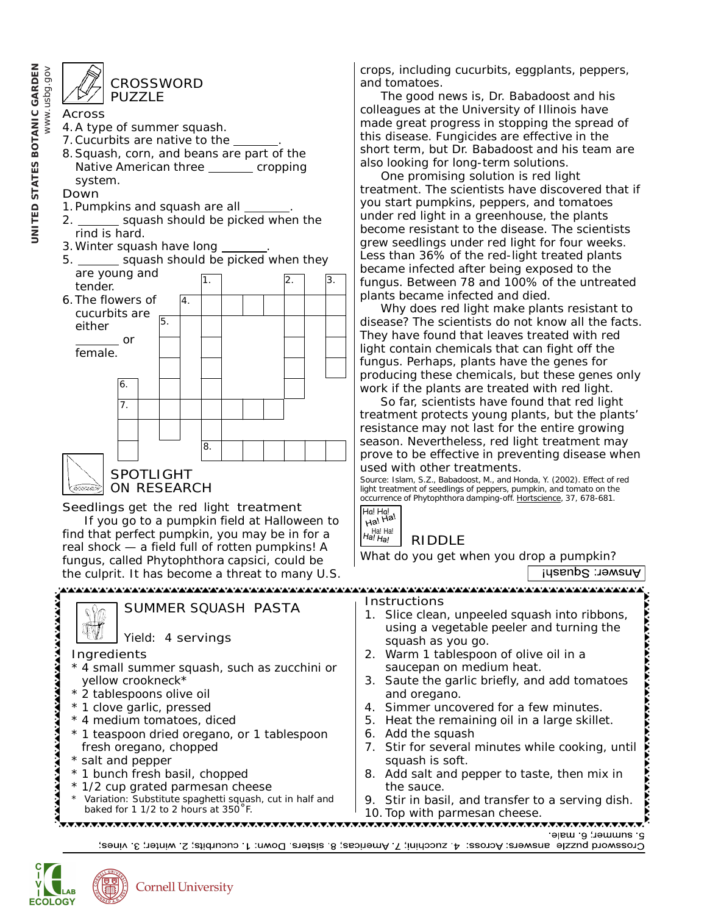## CROSSWORD PUZZLE

**Across**

4. A type of summer squash.
7. Cucurbits are native to the _______.
8. Squash, corn, and beans are part of the Native American three _______ cropping system.

**Down**

1. Pumpkins and squash are all _______.
2. _______ squash should be picked when the rind is hard.
3. Winter squash have long _______.
5. _______ squash should be picked when they are young and tender.
6. The flowers of cucurbits are either _______ or female.

## SPOTLIGHT ON RESEARCH

### Seedlings get the red light treatment

If you go to a pumpkin field at Halloween to find that perfect pumpkin, you may be in for a real shock — a field full of rotten pumpkins! A fungus, called Phytophthora capsici, could be the culprit. It has become a threat to many U.S. crops, including cucurbits, eggplants, peppers, and tomatoes.

The good news is, Dr. Babadoost and his colleagues at the University of Illinois have made great progress in stopping the spread of this disease. Fungicides are effective in the short term, but Dr. Babadoost and his team are also looking for long-term solutions.

One promising solution is red light treatment. The scientists have discovered that if you start pumpkins, peppers, and tomatoes under red light in a greenhouse, the plants become resistant to the disease. The scientists grew seedlings under red light for four weeks. Less than 36% of the red-light treated plants became infected after being exposed to the fungus. Between 78 and 100% of the untreated plants became infected and died.

Why does red light make plants resistant to disease? The scientists do not know all the facts. They have found that leaves treated with red light contain chemicals that can fight off the fungus. Perhaps, plants have the genes for producing these chemicals, but these genes only work if the plants are treated with red light.

So far, scientists have found that red light treatment protects young plants, but the plants' resistance may not last for the entire growing season. Nevertheless, red light treatment may prove to be effective in preventing disease when used with other treatments.

Source: Islam, S.Z., Babadoost, M., and Honda, Y. (2002). Effect of red light treatment of seedlings of peppers, pumpkin, and tomato on the occurrence of Phytophthora damping-off. Hortscience, 37, 678-681.

## RIDDLE

What do you get when you drop a pumpkin?

Answer: Squash!

## SUMMER SQUASH PASTA

Yield: 4 servings

### Ingredients

* 4 small summer squash, such as zucchini or yellow crookneck*
* 2 tablespoons olive oil
* 1 clove garlic, pressed
* 4 medium tomatoes, diced
* 1 teaspoon dried oregano, or 1 tablespoon fresh oregano, chopped
* salt and pepper
* 1 bunch fresh basil, chopped
* 1/2 cup grated parmesan cheese

\* Variation: Substitute spaghetti squash, cut in half and baked for 1 1/2 to 2 hours at 350˚F.

### Instructions

1. Slice clean, unpeeled squash into ribbons, using a vegetable peeler and turning the squash as you go.
2. Warm 1 tablespoon of olive oil in a saucepan on medium heat.
3. Saute the garlic briefly, and add tomatoes and oregano.
4. Simmer uncovered for a few minutes.
5. Heat the remaining oil in a large skillet.
6. Add the squash
7. Stir for several minutes while cooking, until squash is soft.
8. Add salt and pepper to taste, then mix in the sauce.
9. Stir in basil, and transfer to a serving dish.
10. Top with parmesan cheese.

Crossword puzzle answers: Across: 4. zucchini; 7. Americas; 8. sisters. Down: 1. cucurbits; 2. winter; 3. vines; 5. summer; 6. male.